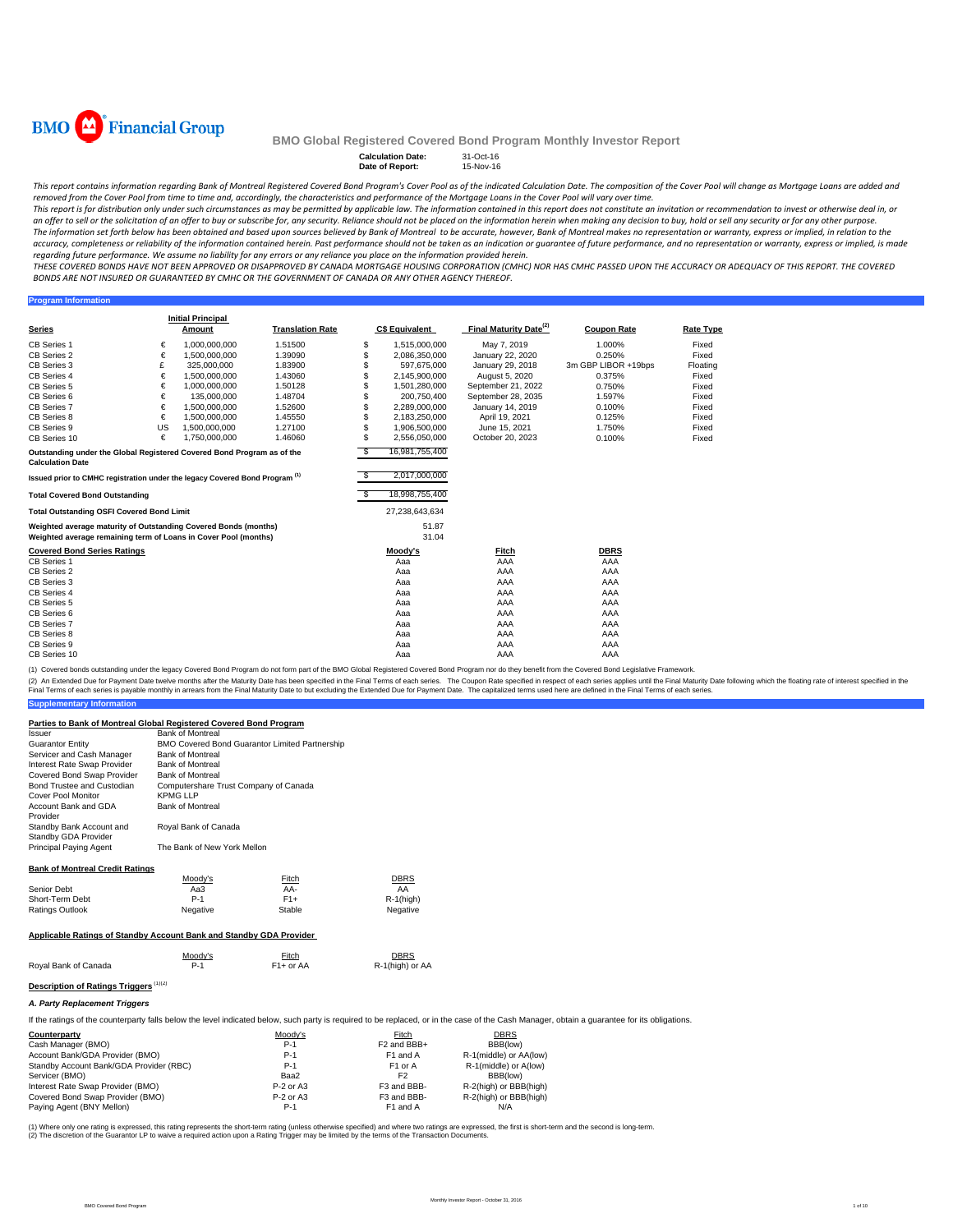BMO Financial Group

# BMO Global Registered Covered Bond Program Monthly Investor Report

**Calculation Date:** 31-Oct-16
**Date of Report:** 15-Nov-16

*This report contains information regarding Bank of Montreal Registered Covered Bond Program's Cover Pool as of the indicated Calculation Date. The composition of the Cover Pool will change as Mortgage Loans are added and removed from the Cover Pool from time to time and, accordingly, the characteristics and performance of the Mortgage Loans in the Cover Pool will vary over time.*

*This report is for distribution only under such circumstances as may be permitted by applicable law. The information contained in this report does not constitute an invitation or recommendation to invest or otherwise deal in, or an offer to sell or the solicitation of an offer to buy or subscribe for, any security. Reliance should not be placed on the information herein when making any decision to buy, hold or sell any security or for any other purpose.*

*The information set forth below has been obtained and based upon sources believed by Bank of Montreal to be accurate, however, Bank of Montreal makes no representation or warranty, express or implied, in relation to the accuracy, completeness or reliability of the information contained herein. Past performance should not be taken as an indication or guarantee of future performance, and no representation or warranty, express or implied, is made regarding future performance. We assume no liability for any errors or any reliance you place on the information provided herein.*

*THESE COVERED BONDS HAVE NOT BEEN APPROVED OR DISAPPROVED BY CANADA MORTGAGE HOUSING CORPORATION (CMHC) NOR HAS CMHC PASSED UPON THE ACCURACY OR ADEQUACY OF THIS REPORT. THE COVERED BONDS ARE NOT INSURED OR GUARANTEED BY CMHC OR THE GOVERNMENT OF CANADA OR ANY OTHER AGENCY THEREOF.*

## Program Information

| Series | | Initial Principal Amount | Translation Rate | | C$ Equivalent | Final Maturity Date[2] | Coupon Rate | Rate Type |
|---|---|---|---|---|---|---|---|---|
| CB Series 1 | € | 1,000,000,000 | 1.51500 | $ | 1,515,000,000 | May 7, 2019 | 1.000% | Fixed |
| CB Series 2 | € | 1,500,000,000 | 1.39090 | $ | 2,086,350,000 | January 22, 2020 | 0.250% | Fixed |
| CB Series 3 | £ | 325,000,000 | 1.83900 | $ | 597,675,000 | January 29, 2018 | 3m GBP LIBOR +19bps | Floating |
| CB Series 4 | € | 1,500,000,000 | 1.43060 | $ | 2,145,900,000 | August 5, 2020 | 0.375% | Fixed |
| CB Series 5 | € | 1,000,000,000 | 1.50128 | $ | 1,501,280,000 | September 21, 2022 | 0.750% | Fixed |
| CB Series 6 | € | 135,000,000 | 1.48704 | $ | 200,750,400 | September 28, 2035 | 1.597% | Fixed |
| CB Series 7 | € | 1,500,000,000 | 1.52600 | $ | 2,289,000,000 | January 14, 2019 | 0.100% | Fixed |
| CB Series 8 | € | 1,500,000,000 | 1.45550 | $ | 2,183,250,000 | April 19, 2021 | 0.125% | Fixed |
| CB Series 9 | US | 1,500,000,000 | 1.27100 | $ | 1,906,500,000 | June 15, 2021 | 1.750% | Fixed |
| CB Series 10 | € | 1,750,000,000 | 1.46060 | $ | 2,556,050,000 | October 20, 2023 | 0.100% | Fixed |

| | | |
|---|---|---|
| Outstanding under the Global Registered Covered Bond Program as of the Calculation Date | $ | 16,981,755,400 |
| Issued prior to CMHC registration under the legacy Covered Bond Program[1] | $ | 2,017,000,000 |
| **Total Covered Bond Outstanding** | $ | 18,998,755,400 |
| **Total Outstanding OSFI Covered Bond Limit** | | 27,238,643,634 |
| Weighted average maturity of Outstanding Covered Bonds (months) | | 51.87 |
| Weighted average remaining term of Loans in Cover Pool (months) | | 31.04 |

| Covered Bond Series Ratings | Moody's | Fitch | DBRS |
|---|---|---|---|
| CB Series 1 | Aaa | AAA | AAA |
| CB Series 2 | Aaa | AAA | AAA |
| CB Series 3 | Aaa | AAA | AAA |
| CB Series 4 | Aaa | AAA | AAA |
| CB Series 5 | Aaa | AAA | AAA |
| CB Series 6 | Aaa | AAA | AAA |
| CB Series 7 | Aaa | AAA | AAA |
| CB Series 8 | Aaa | AAA | AAA |
| CB Series 9 | Aaa | AAA | AAA |
| CB Series 10 | Aaa | AAA | AAA |

(1) Covered bonds outstanding under the legacy Covered Bond Program do not form part of the BMO Global Registered Covered Bond Program nor do they benefit from the Covered Bond Legislative Framework.

(2) An Extended Due for Payment Date twelve months after the Maturity Date has been specified in the Final Terms of each series. The Coupon Rate specified in respect of each series applies until the Final Maturity Date following which the floating rate of interest specified in the Final Terms of each series is payable monthly in arrears from the Final Maturity Date to but excluding the Extended Due for Payment Date. The capitalized terms used here are defined in the Final Terms of each series.

## Supplementary Information

### Parties to Bank of Montreal Global Registered Covered Bond Program

| | |
|---|---|
| Issuer | Bank of Montreal |
| Guarantor Entity | BMO Covered Bond Guarantor Limited Partnership |
| Servicer and Cash Manager | Bank of Montreal |
| Interest Rate Swap Provider | Bank of Montreal |
| Covered Bond Swap Provider | Bank of Montreal |
| Bond Trustee and Custodian | Computershare Trust Company of Canada |
| Cover Pool Monitor | KPMG LLP |
| Account Bank and GDA Provider | Bank of Montreal |
| Standby Bank Account and Standby GDA Provider | Royal Bank of Canada |
| Principal Paying Agent | The Bank of New York Mellon |

### Bank of Montreal Credit Ratings

| | Moody's | Fitch | DBRS |
|---|---|---|---|
| Senior Debt | Aa3 | AA- | AA |
| Short-Term Debt | P-1 | F1+ | R-1(high) |
| Ratings Outlook | Negative | Stable | Negative |

### Applicable Ratings of Standby Account Bank and Standby GDA Provider

| | Moody's | Fitch | DBRS |
|---|---|---|---|
| Royal Bank of Canada | P-1 | F1+ or AA | R-1(high) or AA |

### Description of Ratings Triggers [1][2]

***A. Party Replacement Triggers***

If the ratings of the counterparty falls below the level indicated below, such party is required to be replaced, or in the case of the Cash Manager, obtain a guarantee for its obligations.

| Counterparty | Moody's | Fitch | DBRS |
|---|---|---|---|
| Cash Manager (BMO) | P-1 | F2 and BBB+ | BBB(low) |
| Account Bank/GDA Provider (BMO) | P-1 | F1 and A | R-1(middle) or AA(low) |
| Standby Account Bank/GDA Provider (RBC) | P-1 | F1 or A | R-1(middle) or A(low) |
| Servicer (BMO) | Baa2 | F2 | BBB(low) |
| Interest Rate Swap Provider (BMO) | P-2 or A3 | F3 and BBB- | R-2(high) or BBB(high) |
| Covered Bond Swap Provider (BMO) | P-2 or A3 | F3 and BBB- | R-2(high) or BBB(high) |
| Paying Agent (BNY Mellon) | P-1 | F1 and A | N/A |

(1) Where only one rating is expressed, this rating represents the short-term rating (unless otherwise specified) and where two ratings are expressed, the first is short-term and the second is long-term.
(2) The discretion of the Guarantor LP to waive a required action upon a Rating Trigger may be limited by the terms of the Transaction Documents.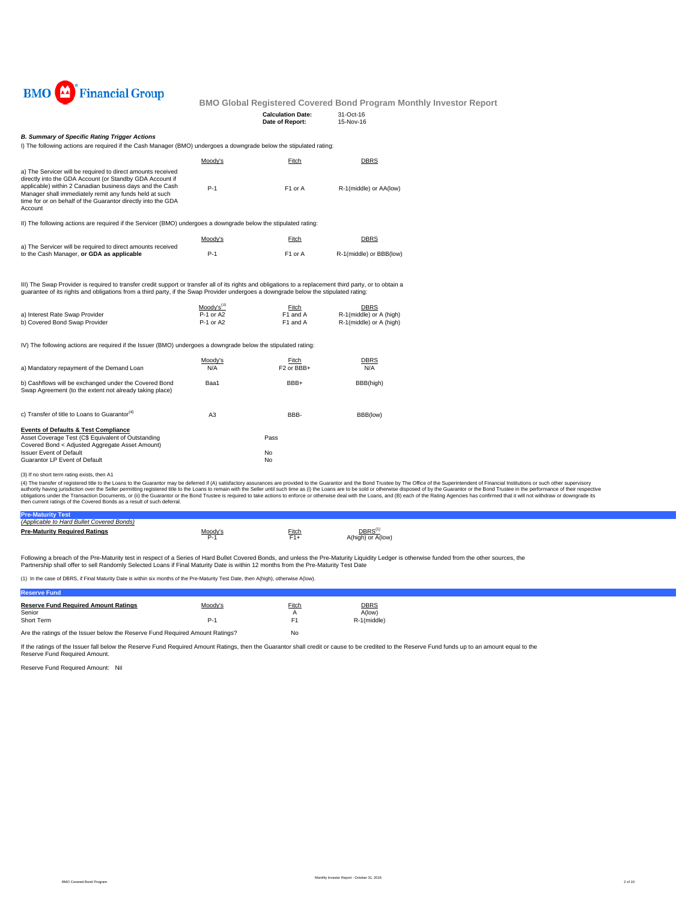BMO Financial Group

# BMO Global Registered Covered Bond Program Monthly Investor Report

**Calculation Date:** 31-Oct-16
**Date of Report:** 15-Nov-16

### *B. Summary of Specific Rating Trigger Actions*

I) The following actions are required if the Cash Manager (BMO) undergoes a downgrade below the stipulated rating:

| | Moody's | Fitch | DBRS |
|---|---|---|---|
| a) The Servicer will be required to direct amounts received directly into the GDA Account (or Standby GDA Account if applicable) within 2 Canadian business days and the Cash Manager shall immediately remit any funds held at such time for or on behalf of the Guarantor directly into the GDA Account | P-1 | F1 or A | R-1(middle) or AA(low) |

II) The following actions are required if the Servicer (BMO) undergoes a downgrade below the stipulated rating:

| | Moody's | Fitch | DBRS |
|---|---|---|---|
| a) The Servicer will be required to direct amounts received to the Cash Manager, **or GDA as applicable** | P-1 | F1 or A | R-1(middle) or BBB(low) |

III) The Swap Provider is required to transfer credit support or transfer all of its rights and obligations to a replacement third party, or to obtain a guarantee of its rights and obligations from a third party, if the Swap Provider undergoes a downgrade below the stipulated rating:

| | Moody's[3] | Fitch | DBRS |
|---|---|---|---|
| a) Interest Rate Swap Provider | P-1 or A2 | F1 and A | R-1(middle) or A (high) |
| b) Covered Bond Swap Provider | P-1 or A2 | F1 and A | R-1(middle) or A (high) |

IV) The following actions are required if the Issuer (BMO) undergoes a downgrade below the stipulated rating:

| | Moody's | Fitch | DBRS |
|---|---|---|---|
| a) Mandatory repayment of the Demand Loan | N/A | F2 or BBB+ | N/A |
| b) Cashflows will be exchanged under the Covered Bond Swap Agreement (to the extent not already taking place) | Baa1 | BBB+ | BBB(high) |
| c) Transfer of title to Loans to Guarantor[4] | A3 | BBB- | BBB(low) |

| **Events of Defaults & Test Compliance** | |
|---|---|
| Asset Coverage Test (C$ Equivalent of Outstanding Covered Bond < Adjusted Aggregate Asset Amount) | Pass |
| Issuer Event of Default | No |
| Guarantor LP Event of Default | No |

(3) If no short term rating exists, then A1

(4) The transfer of registered title to the Loans to the Guarantor may be deferred if (A) satisfactory assurances are provided to the Guarantor and the Bond Trustee by The Office of the Superintendent of Financial Institutions or such other supervisory authority having jurisdiction over the Seller permitting registered title to the Loans to remain with the Seller until such time as (i) the Loans are to be sold or otherwise disposed of by the Guarantor or the Bond Trustee in the performance of their respective obligations under the Transaction Documents, or (ii) the Guarantor or the Bond Trustee is required to take actions to enforce or otherwise deal with the Loans, and (B) each of the Rating Agencies has confirmed that it will not withdraw or downgrade its then current ratings of the Covered Bonds as a result of such deferral.

## Pre-Maturity Test

*(Applicable to Hard Bullet Covered Bonds)*

| **Pre-Maturity Required Ratings** | Moody's | Fitch | DBRS[1] |
|---|---|---|---|
| | P-1 | F1+ | A(high) or A(low) |

Following a breach of the Pre-Maturity test in respect of a Series of Hard Bullet Covered Bonds, and unless the Pre-Maturity Liquidity Ledger is otherwise funded from the other sources, the Partnership shall offer to sell Randomly Selected Loans if Final Maturity Date is within 12 months from the Pre-Maturity Test Date

(1) In the case of DBRS, if Final Maturity Date is within six months of the Pre-Maturity Test Date, then A(high), otherwise A(low).

## Reserve Fund

| **Reserve Fund Required Amount Ratings** | Moody's | Fitch | DBRS |
|---|---|---|---|
| Senior | | A | A(low) |
| Short Term | P-1 | F1 | R-1(middle) |

Are the ratings of the Issuer below the Reserve Fund Required Amount Ratings? No

If the ratings of the Issuer fall below the Reserve Fund Required Amount Ratings, then the Guarantor shall credit or cause to be credited to the Reserve Fund funds up to an amount equal to the Reserve Fund Required Amount.

Reserve Fund Required Amount: Nil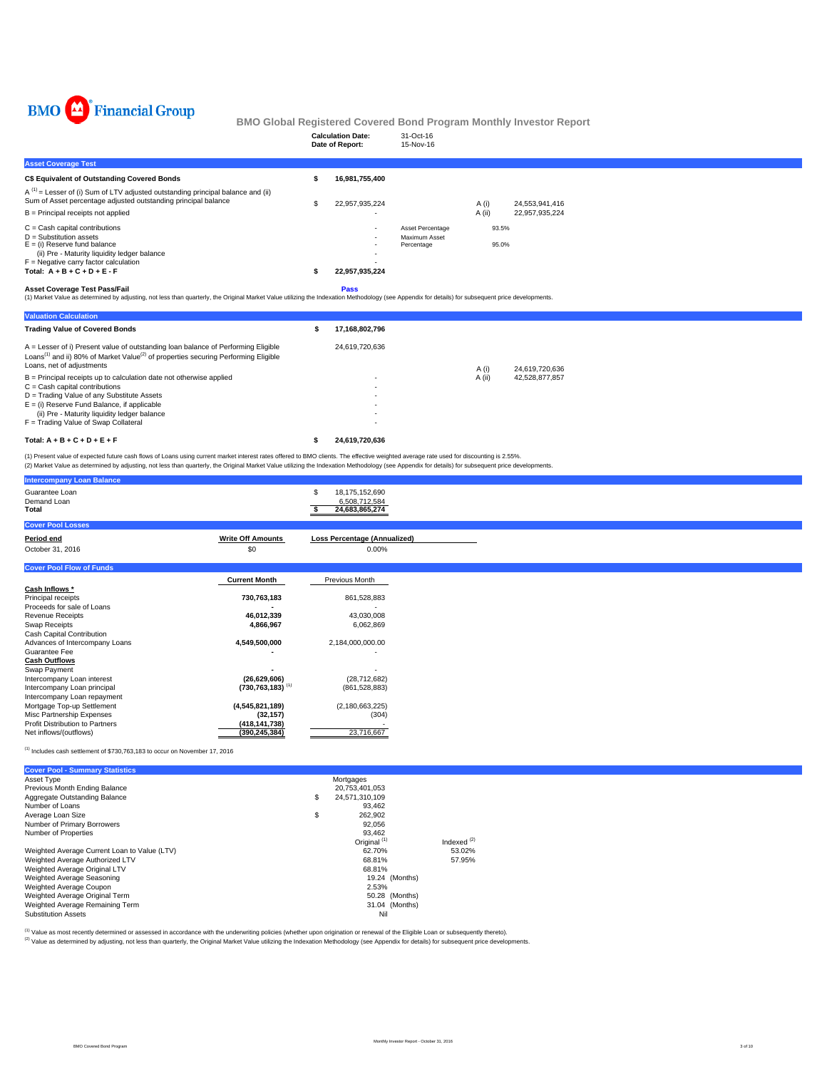BMO Financial Group

## BMO Global Registered Covered Bond Program Monthly Investor Report

| | |
|---|---|
| **Calculation Date:** | 31-Oct-16 |
| **Date of Report:** | 15-Nov-16 |

### Asset Coverage Test

| | | | | | |
|---|---|---|---|---|---|
| **C$ Equivalent of Outstanding Covered Bonds** | $ | **16,981,755,400** | | | |
| A [1] = Lesser of (i) Sum of LTV adjusted outstanding principal balance and (ii) Sum of Asset percentage adjusted outstanding principal balance | $ | 22,957,935,224 | | A (i) | 24,553,941,416 |
| B = Principal receipts not applied | | - | | A (ii) | 22,957,935,224 |
| C = Cash capital contributions | | - | Asset Percentage | 93.5% | |
| D = Substitution assets | | - | Maximum Asset Percentage | 95.0% | |
| E = (i) Reserve fund balance | | - | | | |
| (ii) Pre - Maturity liquidity ledger balance | | - | | | |
| F = Negative carry factor calculation | | - | | | |
| **Total: A + B + C + D + E - F** | $ | **22,957,935,224** | | | |

**Asset Coverage Test Pass/Fail** **Pass**

(1) Market Value as determined by adjusting, not less than quarterly, the Original Market Value utilizing the Indexation Methodology (see Appendix for details) for subsequent price developments.

### Valuation Calculation

| | | | | |
|---|---|---|---|---|
| **Trading Value of Covered Bonds** | $ | **17,168,802,796** | | |
| A = Lesser of i) Present value of outstanding loan balance of Performing Eligible Loans[1] and ii) 80% of Market Value[2] of properties securing Performing Eligible Loans, net of adjustments | | 24,619,720,636 | A (i) | 24,619,720,636 |
| B = Principal receipts up to calculation date not otherwise applied | | - | A (ii) | 42,528,877,857 |
| C = Cash capital contributions | | - | | |
| D = Trading Value of any Substitute Assets | | - | | |
| E = (i) Reserve Fund Balance, if applicable | | - | | |
| (ii) Pre - Maturity liquidity ledger balance | | - | | |
| F = Trading Value of Swap Collateral | | - | | |
| **Total: A + B + C + D + E + F** | $ | **24,619,720,636** | | |

(1) Present value of expected future cash flows of Loans using current market interest rates offered to BMO clients. The effective weighted average rate used for discounting is 2.55%.
(2) Market Value as determined by adjusting, not less than quarterly, the Original Market Value utilizing the Indexation Methodology (see Appendix for details) for subsequent price developments.

### Intercompany Loan Balance

| | | |
|---|---|---|
| Guarantee Loan | $ | 18,175,152,690 |
| Demand Loan | | 6,508,712,584 |
| **Total** | $ | **24,683,865,274** |

### Cover Pool Losses

| **Period end** | **Write Off Amounts** | **Loss Percentage (Annualized)** |
|---|---|---|
| October 31, 2016 | $0 | 0.00% |

### Cover Pool Flow of Funds

| | **Current Month** | Previous Month |
|---|---|---|
| **Cash Inflows \*** | | |
| Principal receipts | **730,763,183** | 861,528,883 |
| Proceeds for sale of Loans | **-** | - |
| Revenue Receipts | **46,012,339** | 43,030,008 |
| Swap Receipts | **4,866,967** | 6,062,869 |
| Cash Capital Contribution | | |
| Advances of Intercompany Loans | **4,549,500,000** | 2,184,000,000.00 |
| Guarantee Fee | **-** | - |
| **Cash Outflows** | | |
| Swap Payment | **-** | - |
| Intercompany Loan interest | **(26,629,606)** | (28,712,682) |
| Intercompany Loan principal | **(730,763,183)** [1] | (861,528,883) |
| Intercompany Loan repayment | | |
| Mortgage Top-up Settlement | **(4,545,821,189)** | (2,180,663,225) |
| Misc Partnership Expenses | **(32,157)** | (304) |
| Profit Distribution to Partners | **(418,141,738)** | - |
| Net inflows/(outflows) | **(390,245,384)** | 23,716,667 |

[1] Includes cash settlement of $730,763,183 to occur on November 17, 2016

### Cover Pool - Summary Statistics

| | | | |
|---|---|---|---|
| Asset Type | | Mortgages | |
| Previous Month Ending Balance | | 20,753,401,053 | |
| Aggregate Outstanding Balance | $ | 24,571,310,109 | |
| Number of Loans | | 93,462 | |
| Average Loan Size | $ | 262,902 | |
| Number of Primary Borrowers | | 92,056 | |
| Number of Properties | | 93,462 | |
| | | Original [1] | Indexed [2] |
| Weighted Average Current Loan to Value (LTV) | | 62.70% | 53.02% |
| Weighted Average Authorized LTV | | 68.81% | 57.95% |
| Weighted Average Original LTV | | 68.81% | |
| Weighted Average Seasoning | | 19.24 (Months) | |
| Weighted Average Coupon | | 2.53% | |
| Weighted Average Original Term | | 50.28 (Months) | |
| Weighted Average Remaining Term | | 31.04 (Months) | |
| Substitution Assets | | Nil | |

[1] Value as most recently determined or assessed in accordance with the underwriting policies (whether upon origination or renewal of the Eligible Loan or subsequently thereto).
[2] Value as determined by adjusting, not less than quarterly, the Original Market Value utilizing the Indexation Methodology (see Appendix for details) for subsequent price developments.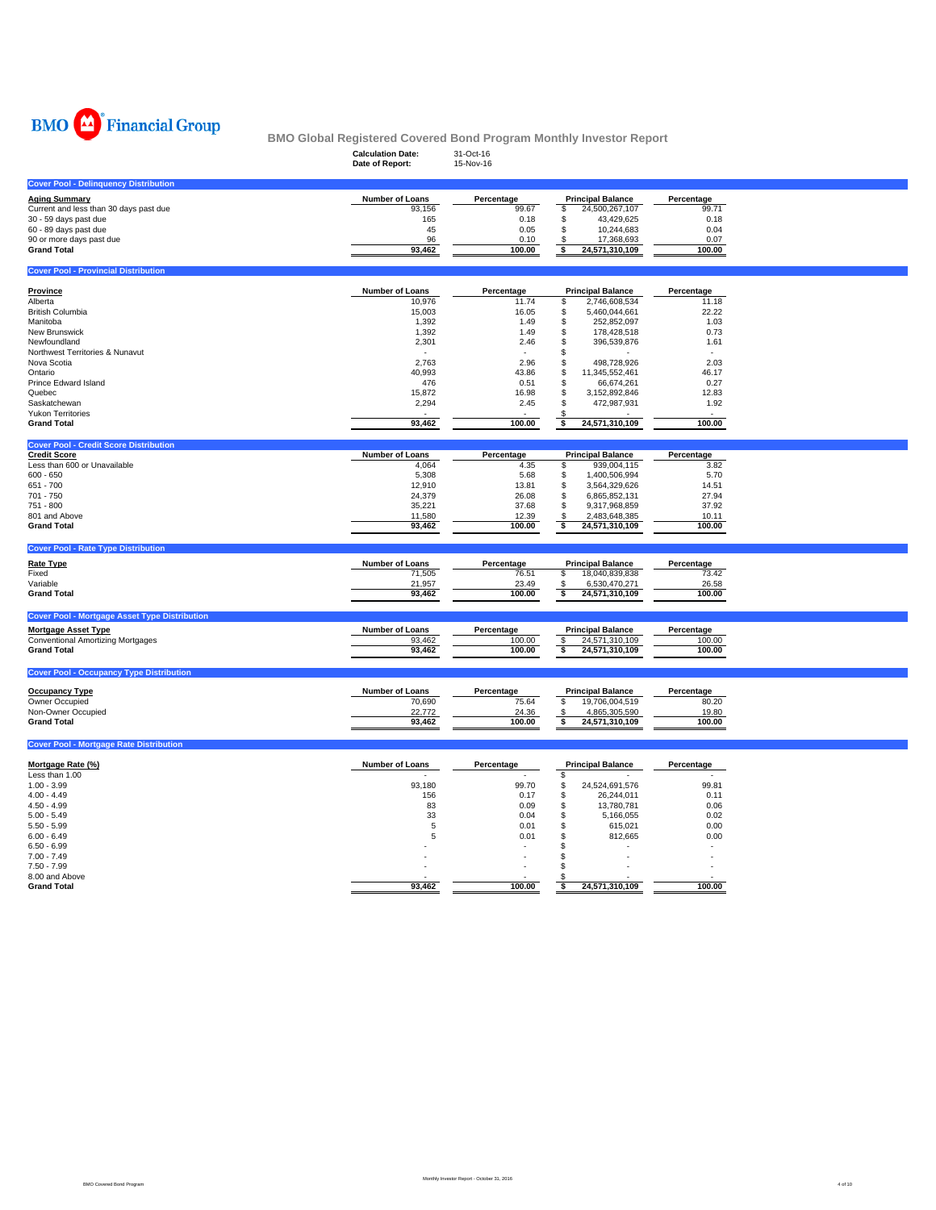BMO Financial Group

# BMO Global Registered Covered Bond Program Monthly Investor Report

**Calculation Date:** 31-Oct-16
**Date of Report:** 15-Nov-16

## Cover Pool - Delinquency Distribution

| Aging Summary | Number of Loans | Percentage | Principal Balance | Percentage |
|---|---|---|---|---|
| Current and less than 30 days past due | 93,156 | 99.67 | $ 24,500,267,107 | 99.71 |
| 30 - 59 days past due | 165 | 0.18 | $ 43,429,625 | 0.18 |
| 60 - 89 days past due | 45 | 0.05 | $ 10,244,683 | 0.04 |
| 90 or more days past due | 96 | 0.10 | $ 17,368,693 | 0.07 |
| **Grand Total** | **93,462** | **100.00** | **$ 24,571,310,109** | **100.00** |

## Cover Pool - Provincial Distribution

| Province | Number of Loans | Percentage | Principal Balance | Percentage |
|---|---|---|---|---|
| Alberta | 10,976 | 11.74 | $ 2,746,608,534 | 11.18 |
| British Columbia | 15,003 | 16.05 | $ 5,460,044,661 | 22.22 |
| Manitoba | 1,392 | 1.49 | $ 252,852,097 | 1.03 |
| New Brunswick | 1,392 | 1.49 | $ 178,428,518 | 0.73 |
| Newfoundland | 2,301 | 2.46 | $ 396,539,876 | 1.61 |
| Northwest Territories & Nunavut | - | - | $ - | - |
| Nova Scotia | 2,763 | 2.96 | $ 498,728,926 | 2.03 |
| Ontario | 40,993 | 43.86 | $ 11,345,552,461 | 46.17 |
| Prince Edward Island | 476 | 0.51 | $ 66,674,261 | 0.27 |
| Quebec | 15,872 | 16.98 | $ 3,152,892,846 | 12.83 |
| Saskatchewan | 2,294 | 2.45 | $ 472,987,931 | 1.92 |
| Yukon Territories | - | - | $ - | - |
| **Grand Total** | **93,462** | **100.00** | **$ 24,571,310,109** | **100.00** |

## Cover Pool - Credit Score Distribution

| Credit Score | Number of Loans | Percentage | Principal Balance | Percentage |
|---|---|---|---|---|
| Less than 600 or Unavailable | 4,064 | 4.35 | $ 939,004,115 | 3.82 |
| 600 - 650 | 5,308 | 5.68 | $ 1,400,506,994 | 5.70 |
| 651 - 700 | 12,910 | 13.81 | $ 3,564,329,626 | 14.51 |
| 701 - 750 | 24,379 | 26.08 | $ 6,865,852,131 | 27.94 |
| 751 - 800 | 35,221 | 37.68 | $ 9,317,968,859 | 37.92 |
| 801 and Above | 11,580 | 12.39 | $ 2,483,648,385 | 10.11 |
| **Grand Total** | **93,462** | **100.00** | **$ 24,571,310,109** | **100.00** |

## Cover Pool - Rate Type Distribution

| Rate Type | Number of Loans | Percentage | Principal Balance | Percentage |
|---|---|---|---|---|
| Fixed | 71,505 | 76.51 | $ 18,040,839,838 | 73.42 |
| Variable | 21,957 | 23.49 | $ 6,530,470,271 | 26.58 |
| **Grand Total** | **93,462** | **100.00** | **$ 24,571,310,109** | **100.00** |

## Cover Pool - Mortgage Asset Type Distribution

| Mortgage Asset Type | Number of Loans | Percentage | Principal Balance | Percentage |
|---|---|---|---|---|
| Conventional Amortizing Mortgages | 93,462 | 100.00 | $ 24,571,310,109 | 100.00 |
| **Grand Total** | **93,462** | **100.00** | **$ 24,571,310,109** | **100.00** |

## Cover Pool - Occupancy Type Distribution

| Occupancy Type | Number of Loans | Percentage | Principal Balance | Percentage |
|---|---|---|---|---|
| Owner Occupied | 70,690 | 75.64 | $ 19,706,004,519 | 80.20 |
| Non-Owner Occupied | 22,772 | 24.36 | $ 4,865,305,590 | 19.80 |
| **Grand Total** | **93,462** | **100.00** | **$ 24,571,310,109** | **100.00** |

## Cover Pool - Mortgage Rate Distribution

| Mortgage Rate (%) | Number of Loans | Percentage | Principal Balance | Percentage |
|---|---|---|---|---|
| Less than 1.00 | - | - | $ - | - |
| 1.00 - 3.99 | 93,180 | 99.70 | $ 24,524,691,576 | 99.81 |
| 4.00 - 4.49 | 156 | 0.17 | $ 26,244,011 | 0.11 |
| 4.50 - 4.99 | 83 | 0.09 | $ 13,780,781 | 0.06 |
| 5.00 - 5.49 | 33 | 0.04 | $ 5,166,055 | 0.02 |
| 5.50 - 5.99 | 5 | 0.01 | $ 615,021 | 0.00 |
| 6.00 - 6.49 | 5 | 0.01 | $ 812,665 | 0.00 |
| 6.50 - 6.99 | - | - | $ - | - |
| 7.00 - 7.49 | - | - | $ - | - |
| 7.50 - 7.99 | - | - | $ - | - |
| 8.00 and Above | - | - | $ - | - |
| **Grand Total** | **93,462** | **100.00** | **$ 24,571,310,109** | **100.00** |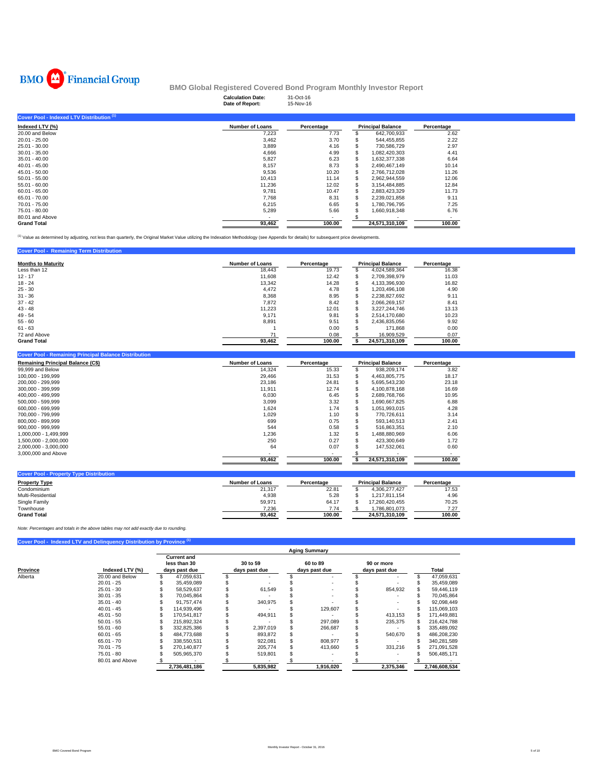BMO Financial Group

## BMO Global Registered Covered Bond Program Monthly Investor Report

**Calculation Date:** 31-Oct-16
**Date of Report:** 15-Nov-16

### Cover Pool - Indexed LTV Distribution [1]

| Indexed LTV (%) | Number of Loans | Percentage | Principal Balance | Percentage |
|---|---|---|---|---|
| 20.00 and Below | 7,223 | 7.73 | $ 642,700,933 | 2.62 |
| 20.01 - 25.00 | 3,462 | 3.70 | $ 544,455,855 | 2.22 |
| 25.01 - 30.00 | 3,889 | 4.16 | $ 730,586,729 | 2.97 |
| 30.01 - 35.00 | 4,666 | 4.99 | $ 1,082,420,303 | 4.41 |
| 35.01 - 40.00 | 5,827 | 6.23 | $ 1,632,377,338 | 6.64 |
| 40.01 - 45.00 | 8,157 | 8.73 | $ 2,490,467,149 | 10.14 |
| 45.01 - 50.00 | 9,536 | 10.20 | $ 2,766,712,028 | 11.26 |
| 50.01 - 55.00 | 10,413 | 11.14 | $ 2,962,944,559 | 12.06 |
| 55.01 - 60.00 | 11,236 | 12.02 | $ 3,154,484,885 | 12.84 |
| 60.01 - 65.00 | 9,781 | 10.47 | $ 2,883,423,329 | 11.73 |
| 65.01 - 70.00 | 7,768 | 8.31 | $ 2,239,021,858 | 9.11 |
| 70.01 - 75.00 | 6,215 | 6.65 | $ 1,780,796,795 | 7.25 |
| 75.01 - 80.00 | 5,289 | 5.66 | $ 1,660,918,348 | 6.76 |
| 80.01 and Above | - | - | $ - | - |
| **Grand Total** | **93,462** | **100.00** | **24,571,310,109** | **100.00** |

[1] Value as determined by adjusting, not less than quarterly, the Original Market Value utilizing the Indexation Methodology (see Appendix for details) for subsequent price developments.

### Cover Pool - Remaining Term Distribution

| Months to Maturity | Number of Loans | Percentage | Principal Balance | Percentage |
|---|---|---|---|---|
| Less than 12 | 18,443 | 19.73 | $ 4,024,589,364 | 16.38 |
| 12 - 17 | 11,608 | 12.42 | $ 2,709,398,979 | 11.03 |
| 18 - 24 | 13,342 | 14.28 | $ 4,133,396,930 | 16.82 |
| 25 - 30 | 4,472 | 4.78 | $ 1,203,496,108 | 4.90 |
| 31 - 36 | 8,368 | 8.95 | $ 2,238,827,692 | 9.11 |
| 37 - 42 | 7,872 | 8.42 | $ 2,066,269,157 | 8.41 |
| 43 - 48 | 11,223 | 12.01 | $ 3,227,244,746 | 13.13 |
| 49 - 54 | 9,171 | 9.81 | $ 2,514,170,680 | 10.23 |
| 55 - 60 | 8,891 | 9.51 | $ 2,436,835,056 | 9.92 |
| 61 - 63 | 1 | 0.00 | $ 171,868 | 0.00 |
| 72 and Above | 71 | 0.08 | $ 16,909,529 | 0.07 |
| **Grand Total** | **93,462** | **100.00** | **$ 24,571,310,109** | **100.00** |

### Cover Pool - Remaining Principal Balance Distribution

| Remaining Principal Balance (C$) | Number of Loans | Percentage | Principal Balance | Percentage |
|---|---|---|---|---|
| 99,999 and Below | 14,324 | 15.33 | $ 938,209,174 | 3.82 |
| 100,000 - 199,999 | 29,466 | 31.53 | $ 4,463,805,775 | 18.17 |
| 200,000 - 299,999 | 23,186 | 24.81 | $ 5,695,543,230 | 23.18 |
| 300,000 - 399,999 | 11,911 | 12.74 | $ 4,100,878,168 | 16.69 |
| 400,000 - 499,999 | 6,030 | 6.45 | $ 2,689,768,766 | 10.95 |
| 500,000 - 599,999 | 3,099 | 3.32 | $ 1,690,667,825 | 6.88 |
| 600,000 - 699,999 | 1,624 | 1.74 | $ 1,051,993,015 | 4.28 |
| 700,000 - 799,999 | 1,029 | 1.10 | $ 770,726,611 | 3.14 |
| 800,000 - 899,999 | 699 | 0.75 | $ 593,140,513 | 2.41 |
| 900,000 - 999,999 | 544 | 0.58 | $ 516,863,351 | 2.10 |
| 1,000,000 - 1,499,999 | 1,236 | 1.32 | $ 1,488,880,969 | 6.06 |
| 1,500,000 - 2,000,000 | 250 | 0.27 | $ 423,300,649 | 1.72 |
| 2,000,000 - 3,000,000 | 64 | 0.07 | $ 147,532,061 | 0.60 |
| 3,000,000 and Above | - | - | $ - | - |
| | **93,462** | **100.00** | **$ 24,571,310,109** | **100.00** |

### Cover Pool - Property Type Distribution

| Property Type | Number of Loans | Percentage | Principal Balance | Percentage |
|---|---|---|---|---|
| Condominium | 21,317 | 22.81 | $ 4,306,277,427 | 17.53 |
| Multi-Residential | 4,938 | 5.28 | $ 1,217,811,154 | 4.96 |
| Single Family | 59,971 | 64.17 | $ 17,260,420,455 | 70.25 |
| Townhouse | 7,236 | 7.74 | $ 1,786,801,073 | 7.27 |
| **Grand Total** | **93,462** | **100.00** | **24,571,310,109** | **100.00** |

*Note: Percentages and totals in the above tables may not add exactly due to rounding.*

### Cover Pool - Indexed LTV and Delinquency Distribution by Province [1]

| | | Aging Summary | | | | |
|---|---|---|---|---|---|---|
| Province | Indexed LTV (%) | Current and less than 30 days past due | 30 to 59 days past due | 60 to 89 days past due | 90 or more days past due | Total |
| Alberta | 20.00 and Below | $ 47,059,631 | $ - | $ - | $ - | $ 47,059,631 |
| | 20.01 - 25 | $ 35,459,089 | $ - | $ - | $ - | $ 35,459,089 |
| | 25.01 - 30 | $ 58,529,637 | $ 61,549 | $ - | $ 854,932 | $ 59,446,119 |
| | 30.01 - 35 | $ 70,045,864 | $ - | $ - | $ - | $ 70,045,864 |
| | 35.01 - 40 | $ 91,757,474 | $ 340,975 | $ - | $ - | $ 92,098,449 |
| | 40.01 - 45 | $ 114,939,496 | $ - | $ 129,607 | $ - | $ 115,069,103 |
| | 45.01 - 50 | $ 170,541,817 | $ 494,911 | $ - | $ 413,153 | $ 171,449,881 |
| | 50.01 - 55 | $ 215,892,324 | $ - | $ 297,089 | $ 235,375 | $ 216,424,788 |
| | 55.01 - 60 | $ 332,825,386 | $ 2,397,019 | $ 266,687 | $ - | $ 335,489,092 |
| | 60.01 - 65 | $ 484,773,688 | $ 893,872 | $ - | $ 540,670 | $ 486,208,230 |
| | 65.01 - 70 | $ 338,550,531 | $ 922,081 | $ 808,977 | $ - | $ 340,281,589 |
| | 70.01 - 75 | $ 270,140,877 | $ 205,774 | $ 413,660 | $ 331,216 | $ 271,091,528 |
| | 75.01 - 80 | $ 505,965,370 | $ 519,801 | $ - | $ - | $ 506,485,171 |
| | 80.01 and Above | $ - | $ - | $ - | $ - | $ - |
| | | **2,736,481,186** | **5,835,982** | **1,916,020** | **2,375,346** | **2,746,608,534** |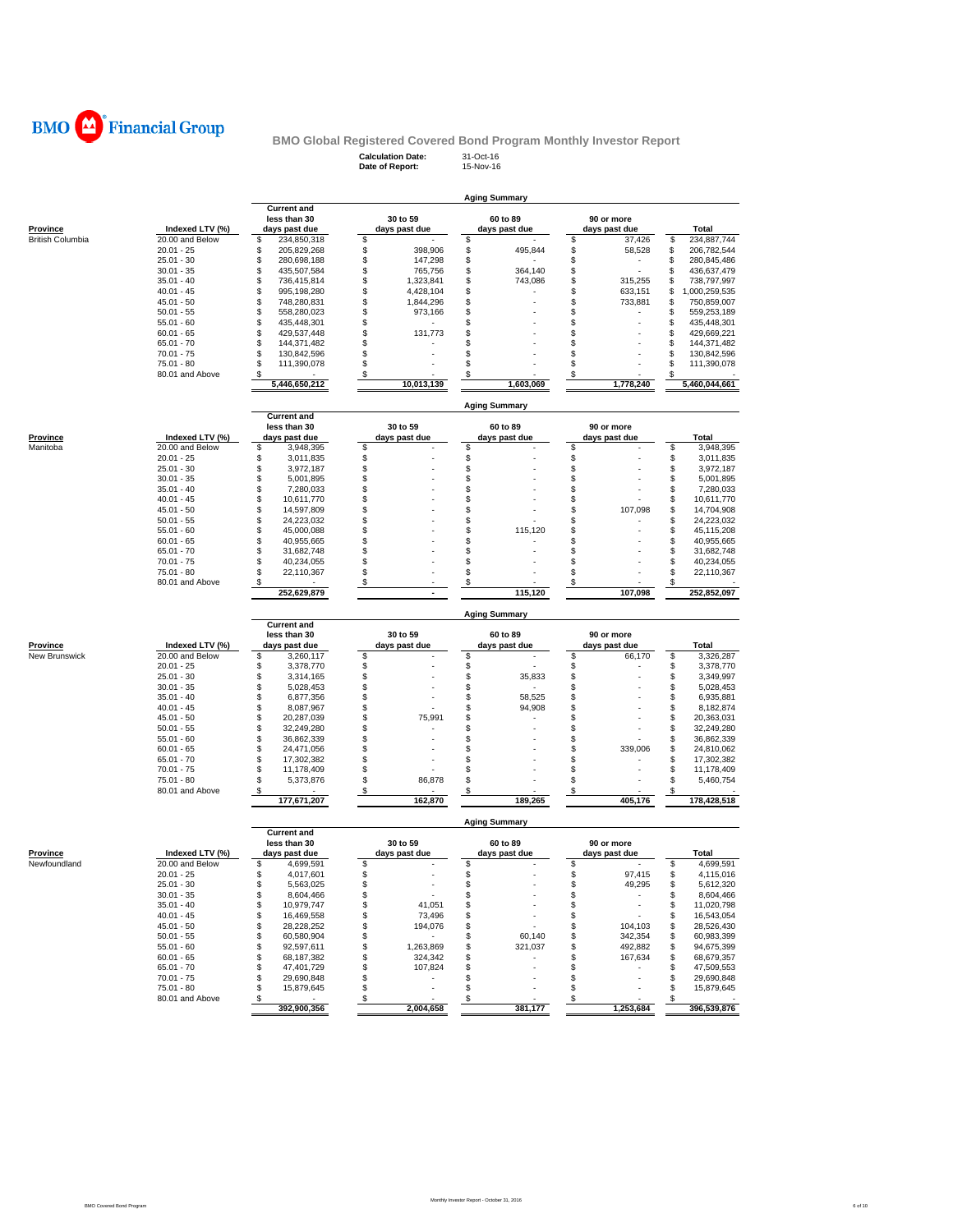BMO Financial Group

## BMO Global Registered Covered Bond Program Monthly Investor Report

**Calculation Date:** 31-Oct-16
**Date of Report:** 15-Nov-16

### Aging Summary

| Province | Indexed LTV (%) | Current and less than 30 days past due | 30 to 59 days past due | 60 to 89 days past due | 90 or more days past due | Total |
|---|---|---|---|---|---|---|
| British Columbia | 20.00 and Below | $ 234,850,318 | $ - | $ - | $ 37,426 | $ 234,887,744 |
| | 20.01 - 25 | $ 205,829,268 | $ 398,906 | $ 495,844 | $ 58,528 | $ 206,782,544 |
| | 25.01 - 30 | $ 280,698,188 | $ 147,298 | $ - | $ - | $ 280,845,486 |
| | 30.01 - 35 | $ 435,507,584 | $ 765,756 | $ 364,140 | $ - | $ 436,637,479 |
| | 35.01 - 40 | $ 736,415,814 | $ 1,323,841 | $ 743,086 | $ 315,255 | $ 738,797,997 |
| | 40.01 - 45 | $ 995,198,280 | $ 4,428,104 | $ - | $ 633,151 | $ 1,000,259,535 |
| | 45.01 - 50 | $ 748,280,831 | $ 1,844,296 | $ - | $ 733,881 | $ 750,859,007 |
| | 50.01 - 55 | $ 558,280,023 | $ 973,166 | $ - | $ - | $ 559,253,189 |
| | 55.01 - 60 | $ 435,448,301 | $ - | $ - | $ - | $ 435,448,301 |
| | 60.01 - 65 | $ 429,537,448 | $ 131,773 | $ - | $ - | $ 429,669,221 |
| | 65.01 - 70 | $ 144,371,482 | $ - | $ - | $ - | $ 144,371,482 |
| | 70.01 - 75 | $ 130,842,596 | $ - | $ - | $ - | $ 130,842,596 |
| | 75.01 - 80 | $ 111,390,078 | $ - | $ - | $ - | $ 111,390,078 |
| | 80.01 and Above | $ - | $ - | $ - | $ - | $ - |
| | | 5,446,650,212 | 10,013,139 | 1,603,069 | 1,778,240 | 5,460,044,661 |

### Aging Summary

| Province | Indexed LTV (%) | Current and less than 30 days past due | 30 to 59 days past due | 60 to 89 days past due | 90 or more days past due | Total |
|---|---|---|---|---|---|---|
| Manitoba | 20.00 and Below | $ 3,948,395 | $ - | $ - | $ - | $ 3,948,395 |
| | 20.01 - 25 | $ 3,011,835 | $ - | $ - | $ - | $ 3,011,835 |
| | 25.01 - 30 | $ 3,972,187 | $ - | $ - | $ - | $ 3,972,187 |
| | 30.01 - 35 | $ 5,001,895 | $ - | $ - | $ - | $ 5,001,895 |
| | 35.01 - 40 | $ 7,280,033 | $ - | $ - | $ - | $ 7,280,033 |
| | 40.01 - 45 | $ 10,611,770 | $ - | $ - | $ - | $ 10,611,770 |
| | 45.01 - 50 | $ 14,597,809 | $ - | $ - | $ 107,098 | $ 14,704,908 |
| | 50.01 - 55 | $ 24,223,032 | $ - | $ - | $ - | $ 24,223,032 |
| | 55.01 - 60 | $ 45,000,088 | $ - | $ 115,120 | $ - | $ 45,115,208 |
| | 60.01 - 65 | $ 40,955,665 | $ - | $ - | $ - | $ 40,955,665 |
| | 65.01 - 70 | $ 31,682,748 | $ - | $ - | $ - | $ 31,682,748 |
| | 70.01 - 75 | $ 40,234,055 | $ - | $ - | $ - | $ 40,234,055 |
| | 75.01 - 80 | $ 22,110,367 | $ - | $ - | $ - | $ 22,110,367 |
| | 80.01 and Above | $ - | $ - | $ - | $ - | $ - |
| | | 252,629,879 | - | 115,120 | 107,098 | 252,852,097 |

### Aging Summary

| Province | Indexed LTV (%) | Current and less than 30 days past due | 30 to 59 days past due | 60 to 89 days past due | 90 or more days past due | Total |
|---|---|---|---|---|---|---|
| New Brunswick | 20.00 and Below | $ 3,260,117 | $ - | $ - | $ 66,170 | $ 3,326,287 |
| | 20.01 - 25 | $ 3,378,770 | $ - | $ - | $ - | $ 3,378,770 |
| | 25.01 - 30 | $ 3,314,165 | $ - | $ 35,833 | $ - | $ 3,349,997 |
| | 30.01 - 35 | $ 5,028,453 | $ - | $ - | $ - | $ 5,028,453 |
| | 35.01 - 40 | $ 6,877,356 | $ - | $ 58,525 | $ - | $ 6,935,881 |
| | 40.01 - 45 | $ 8,087,967 | $ - | $ 94,908 | $ - | $ 8,182,874 |
| | 45.01 - 50 | $ 20,287,039 | $ 75,991 | $ - | $ - | $ 20,363,031 |
| | 50.01 - 55 | $ 32,249,280 | $ - | $ - | $ - | $ 32,249,280 |
| | 55.01 - 60 | $ 36,862,339 | $ - | $ - | $ - | $ 36,862,339 |
| | 60.01 - 65 | $ 24,471,056 | $ - | $ - | $ 339,006 | $ 24,810,062 |
| | 65.01 - 70 | $ 17,302,382 | $ - | $ - | $ - | $ 17,302,382 |
| | 70.01 - 75 | $ 11,178,409 | $ - | $ - | $ - | $ 11,178,409 |
| | 75.01 - 80 | $ 5,373,876 | $ 86,878 | $ - | $ - | $ 5,460,754 |
| | 80.01 and Above | $ - | $ - | $ - | $ - | $ - |
| | | 177,671,207 | 162,870 | 189,265 | 405,176 | 178,428,518 |

### Aging Summary

| Province | Indexed LTV (%) | Current and less than 30 days past due | 30 to 59 days past due | 60 to 89 days past due | 90 or more days past due | Total |
|---|---|---|---|---|---|---|
| Newfoundland | 20.00 and Below | $ 4,699,591 | $ - | $ - | $ - | $ 4,699,591 |
| | 20.01 - 25 | $ 4,017,601 | $ - | $ - | $ 97,415 | $ 4,115,016 |
| | 25.01 - 30 | $ 5,563,025 | $ - | $ - | $ 49,295 | $ 5,612,320 |
| | 30.01 - 35 | $ 8,604,466 | $ - | $ - | $ - | $ 8,604,466 |
| | 35.01 - 40 | $ 10,979,747 | $ 41,051 | $ - | $ - | $ 11,020,798 |
| | 40.01 - 45 | $ 16,469,558 | $ 73,496 | $ - | $ - | $ 16,543,054 |
| | 45.01 - 50 | $ 28,228,252 | $ 194,076 | $ - | $ 104,103 | $ 28,526,430 |
| | 50.01 - 55 | $ 60,580,904 | $ - | $ 60,140 | $ 342,354 | $ 60,983,399 |
| | 55.01 - 60 | $ 92,597,611 | $ 1,263,869 | $ 321,037 | $ 492,882 | $ 94,675,399 |
| | 60.01 - 65 | $ 68,187,382 | $ 324,342 | $ - | $ 167,634 | $ 68,679,357 |
| | 65.01 - 70 | $ 47,401,729 | $ 107,824 | $ - | $ - | $ 47,509,553 |
| | 70.01 - 75 | $ 29,690,848 | $ - | $ - | $ - | $ 29,690,848 |
| | 75.01 - 80 | $ 15,879,645 | $ - | $ - | $ - | $ 15,879,645 |
| | 80.01 and Above | $ - | $ - | $ - | $ - | $ - |
| | | 392,900,356 | 2,004,658 | 381,177 | 1,253,684 | 396,539,876 |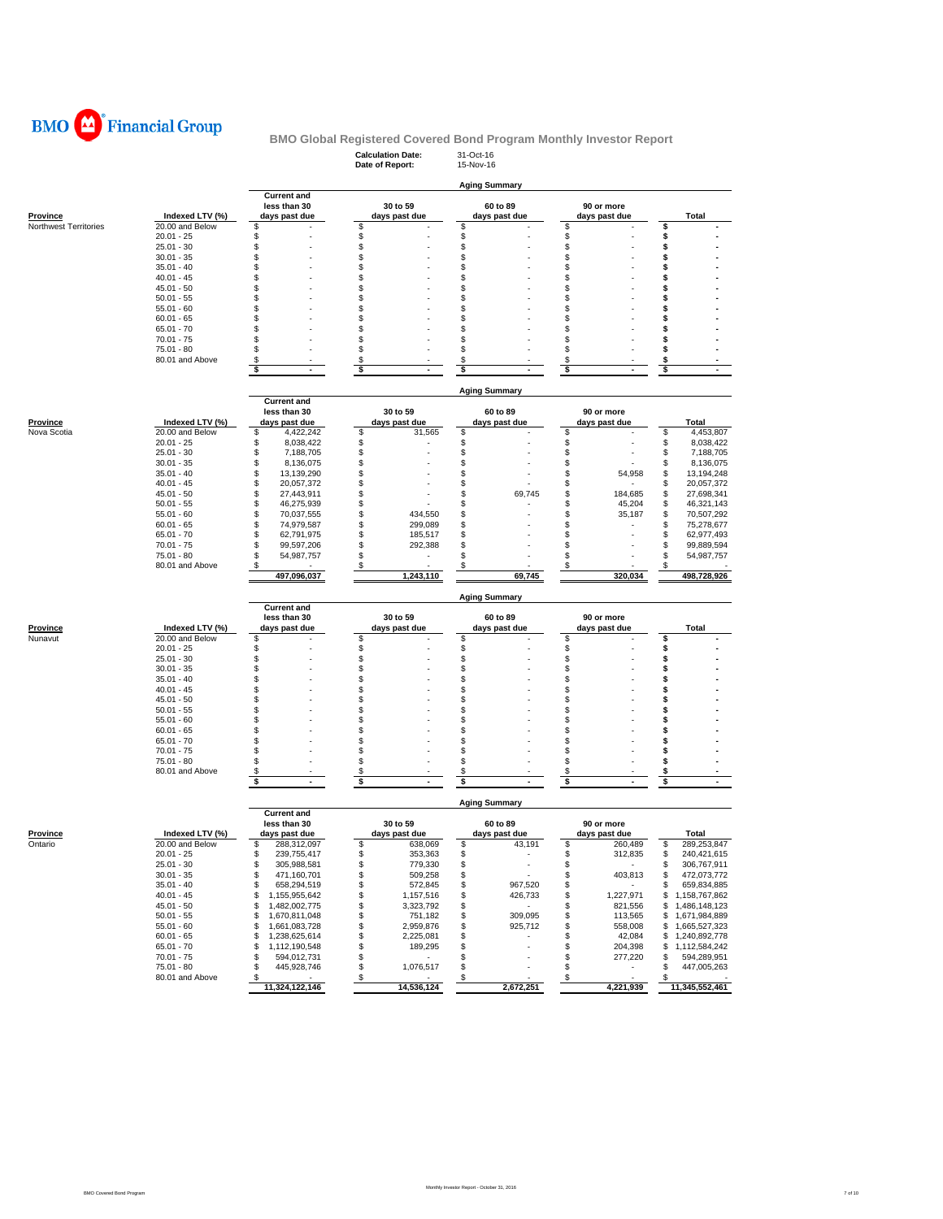BMO Financial Group

# BMO Global Registered Covered Bond Program Monthly Investor Report

**Calculation Date:** 31-Oct-16
**Date of Report:** 15-Nov-16

## Aging Summary

| Province | Indexed LTV (%) | Current and less than 30 days past due | 30 to 59 days past due | 60 to 89 days past due | 90 or more days past due | Total |
|---|---|---|---|---|---|---|
| Northwest Territories | 20.00 and Below | $ - | $ - | $ - | $ - | $ - |
| | 20.01 - 25 | $ - | $ - | $ - | $ - | $ - |
| | 25.01 - 30 | $ - | $ - | $ - | $ - | $ - |
| | 30.01 - 35 | $ - | $ - | $ - | $ - | $ - |
| | 35.01 - 40 | $ - | $ - | $ - | $ - | $ - |
| | 40.01 - 45 | $ - | $ - | $ - | $ - | $ - |
| | 45.01 - 50 | $ - | $ - | $ - | $ - | $ - |
| | 50.01 - 55 | $ - | $ - | $ - | $ - | $ - |
| | 55.01 - 60 | $ - | $ - | $ - | $ - | $ - |
| | 60.01 - 65 | $ - | $ - | $ - | $ - | $ - |
| | 65.01 - 70 | $ - | $ - | $ - | $ - | $ - |
| | 70.01 - 75 | $ - | $ - | $ - | $ - | $ - |
| | 75.01 - 80 | $ - | $ - | $ - | $ - | $ - |
| | 80.01 and Above | $ - | $ - | $ - | $ - | $ - |
| | | $ - | $ - | $ - | $ - | $ - |

## Aging Summary

| Province | Indexed LTV (%) | Current and less than 30 days past due | 30 to 59 days past due | 60 to 89 days past due | 90 or more days past due | Total |
|---|---|---|---|---|---|---|
| Nova Scotia | 20.00 and Below | $ 4,422,242 | $ 31,565 | $ - | $ - | $ 4,453,807 |
| | 20.01 - 25 | $ 8,038,422 | $ - | $ - | $ - | $ 8,038,422 |
| | 25.01 - 30 | $ 7,188,705 | $ - | $ - | $ - | $ 7,188,705 |
| | 30.01 - 35 | $ 8,136,075 | $ - | $ - | $ - | $ 8,136,075 |
| | 35.01 - 40 | $ 13,139,290 | $ - | $ - | $ 54,958 | $ 13,194,248 |
| | 40.01 - 45 | $ 20,057,372 | $ - | $ - | $ - | $ 20,057,372 |
| | 45.01 - 50 | $ 27,443,911 | $ - | $ 69,745 | $ 184,685 | $ 27,698,341 |
| | 50.01 - 55 | $ 46,275,939 | $ - | $ - | $ 45,204 | $ 46,321,143 |
| | 55.01 - 60 | $ 70,037,555 | $ 434,550 | $ - | $ 35,187 | $ 70,507,292 |
| | 60.01 - 65 | $ 74,979,587 | $ 299,089 | $ - | $ - | $ 75,278,677 |
| | 65.01 - 70 | $ 62,791,975 | $ 185,517 | $ - | $ - | $ 62,977,493 |
| | 70.01 - 75 | $ 99,597,206 | $ 292,388 | $ - | $ - | $ 99,889,594 |
| | 75.01 - 80 | $ 54,987,757 | $ - | $ - | $ - | $ 54,987,757 |
| | 80.01 and Above | $ - | $ - | $ - | $ - | $ - |
| | | 497,096,037 | 1,243,110 | 69,745 | 320,034 | 498,728,926 |

## Aging Summary

| Province | Indexed LTV (%) | Current and less than 30 days past due | 30 to 59 days past due | 60 to 89 days past due | 90 or more days past due | Total |
|---|---|---|---|---|---|---|
| Nunavut | 20.00 and Below | $ - | $ - | $ - | $ - | $ - |
| | 20.01 - 25 | $ - | $ - | $ - | $ - | $ - |
| | 25.01 - 30 | $ - | $ - | $ - | $ - | $ - |
| | 30.01 - 35 | $ - | $ - | $ - | $ - | $ - |
| | 35.01 - 40 | $ - | $ - | $ - | $ - | $ - |
| | 40.01 - 45 | $ - | $ - | $ - | $ - | $ - |
| | 45.01 - 50 | $ - | $ - | $ - | $ - | $ - |
| | 50.01 - 55 | $ - | $ - | $ - | $ - | $ - |
| | 55.01 - 60 | $ - | $ - | $ - | $ - | $ - |
| | 60.01 - 65 | $ - | $ - | $ - | $ - | $ - |
| | 65.01 - 70 | $ - | $ - | $ - | $ - | $ - |
| | 70.01 - 75 | $ - | $ - | $ - | $ - | $ - |
| | 75.01 - 80 | $ - | $ - | $ - | $ - | $ - |
| | 80.01 and Above | $ - | $ - | $ - | $ - | $ - |
| | | $ - | $ - | $ - | $ - | $ - |

## Aging Summary

| Province | Indexed LTV (%) | Current and less than 30 days past due | 30 to 59 days past due | 60 to 89 days past due | 90 or more days past due | Total |
|---|---|---|---|---|---|---|
| Ontario | 20.00 and Below | $ 288,312,097 | $ 638,069 | $ 43,191 | $ 260,489 | $ 289,253,847 |
| | 20.01 - 25 | $ 239,755,417 | $ 353,363 | $ - | $ 312,835 | $ 240,421,615 |
| | 25.01 - 30 | $ 305,988,581 | $ 779,330 | $ - | $ - | $ 306,767,911 |
| | 30.01 - 35 | $ 471,160,701 | $ 509,258 | $ - | $ 403,813 | $ 472,073,772 |
| | 35.01 - 40 | $ 658,294,519 | $ 572,845 | $ 967,520 | $ - | $ 659,834,885 |
| | 40.01 - 45 | $ 1,155,955,642 | $ 1,157,516 | $ 426,733 | $ 1,227,971 | $ 1,158,767,862 |
| | 45.01 - 50 | $ 1,482,002,775 | $ 3,323,792 | $ - | $ 821,556 | $ 1,486,148,123 |
| | 50.01 - 55 | $ 1,670,811,048 | $ 751,182 | $ 309,095 | $ 113,565 | $ 1,671,984,889 |
| | 55.01 - 60 | $ 1,661,083,728 | $ 2,959,876 | $ 925,712 | $ 558,008 | $ 1,665,527,323 |
| | 60.01 - 65 | $ 1,238,625,614 | $ 2,225,081 | $ - | $ 42,084 | $ 1,240,892,778 |
| | 65.01 - 70 | $ 1,112,190,548 | $ 189,295 | $ - | $ 204,398 | $ 1,112,584,242 |
| | 70.01 - 75 | $ 594,012,731 | $ - | $ - | $ 277,220 | $ 594,289,951 |
| | 75.01 - 80 | $ 445,928,746 | $ 1,076,517 | $ - | $ - | $ 447,005,263 |
| | 80.01 and Above | $ - | $ - | $ - | $ - | $ - |
| | | 11,324,122,146 | 14,536,124 | 2,672,251 | 4,221,939 | 11,345,552,461 |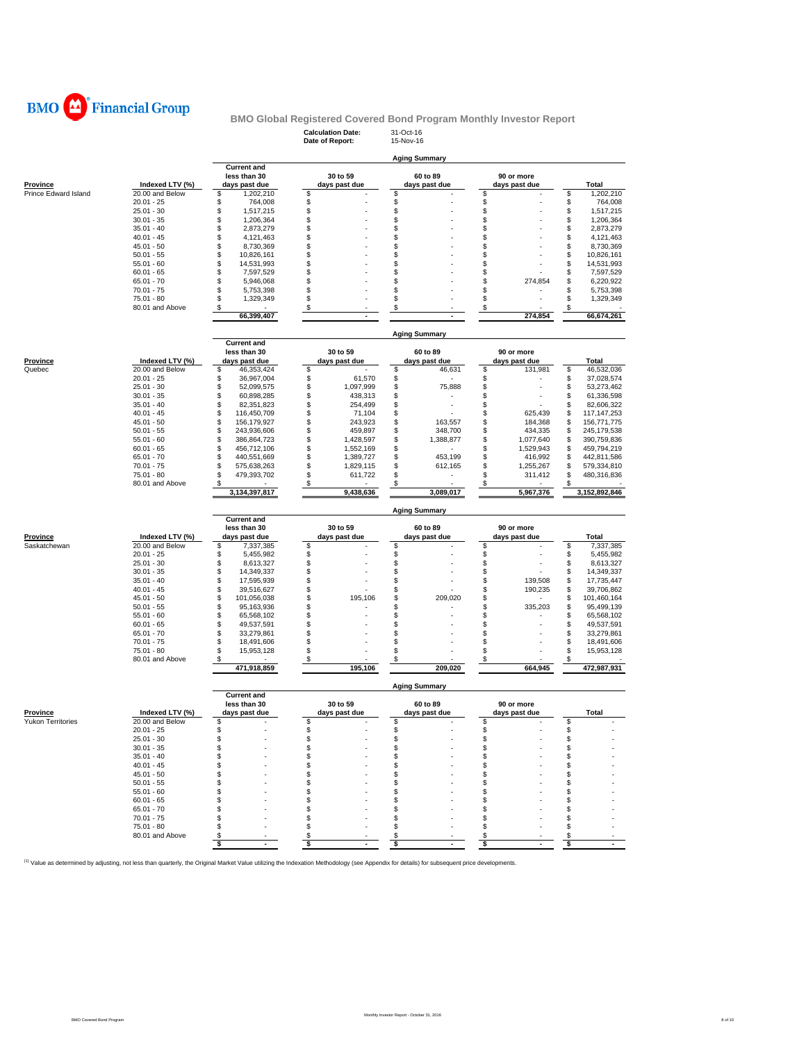BMO Financial Group

## BMO Global Registered Covered Bond Program Monthly Investor Report

**Calculation Date:** 31-Oct-16
**Date of Report:** 15-Nov-16

### Aging Summary

| Province | Indexed LTV (%) | Current and less than 30 days past due | 30 to 59 days past due | 60 to 89 days past due | 90 or more days past due | Total |
|---|---|---|---|---|---|---|
| Prince Edward Island | 20.00 and Below | $ 1,202,210 | $ - | $ - | $ - | $ 1,202,210 |
| | 20.01 - 25 | $ 764,008 | $ - | $ - | $ - | $ 764,008 |
| | 25.01 - 30 | $ 1,517,215 | $ - | $ - | $ - | $ 1,517,215 |
| | 30.01 - 35 | $ 1,206,364 | $ - | $ - | $ - | $ 1,206,364 |
| | 35.01 - 40 | $ 2,873,279 | $ - | $ - | $ - | $ 2,873,279 |
| | 40.01 - 45 | $ 4,121,463 | $ - | $ - | $ - | $ 4,121,463 |
| | 45.01 - 50 | $ 8,730,369 | $ - | $ - | $ - | $ 8,730,369 |
| | 50.01 - 55 | $ 10,826,161 | $ - | $ - | $ - | $ 10,826,161 |
| | 55.01 - 60 | $ 14,531,993 | $ - | $ - | $ - | $ 14,531,993 |
| | 60.01 - 65 | $ 7,597,529 | $ - | $ - | $ - | $ 7,597,529 |
| | 65.01 - 70 | $ 5,946,068 | $ - | $ - | $ 274,854 | $ 6,220,922 |
| | 70.01 - 75 | $ 5,753,398 | $ - | $ - | $ - | $ 5,753,398 |
| | 75.01 - 80 | $ 1,329,349 | $ - | $ - | $ - | $ 1,329,349 |
| | 80.01 and Above | $ - | $ - | $ - | $ - | $ - |
| | | 66,399,407 | - | - | 274,854 | 66,674,261 |

### Aging Summary

| Province | Indexed LTV (%) | Current and less than 30 days past due | 30 to 59 days past due | 60 to 89 days past due | 90 or more days past due | Total |
|---|---|---|---|---|---|---|
| Quebec | 20.00 and Below | $ 46,353,424 | $ - | $ 46,631 | $ 131,981 | $ 46,532,036 |
| | 20.01 - 25 | $ 36,967,004 | $ 61,570 | $ - | $ - | $ 37,028,574 |
| | 25.01 - 30 | $ 52,099,575 | $ 1,097,999 | $ 75,888 | $ - | $ 53,273,462 |
| | 30.01 - 35 | $ 60,898,285 | $ 438,313 | $ - | $ - | $ 61,336,598 |
| | 35.01 - 40 | $ 82,351,823 | $ 254,499 | $ - | $ - | $ 82,606,322 |
| | 40.01 - 45 | $ 116,450,709 | $ 71,104 | $ - | $ 625,439 | $ 117,147,253 |
| | 45.01 - 50 | $ 156,179,927 | $ 243,923 | $ 163,557 | $ 184,368 | $ 156,771,775 |
| | 50.01 - 55 | $ 243,936,606 | $ 459,897 | $ 348,700 | $ 434,335 | $ 245,179,538 |
| | 55.01 - 60 | $ 386,864,723 | $ 1,428,597 | $ 1,388,877 | $ 1,077,640 | $ 390,759,836 |
| | 60.01 - 65 | $ 456,712,106 | $ 1,552,169 | $ - | $ 1,529,943 | $ 459,794,219 |
| | 65.01 - 70 | $ 440,551,669 | $ 1,389,727 | $ 453,199 | $ 416,992 | $ 442,811,586 |
| | 70.01 - 75 | $ 575,638,263 | $ 1,829,115 | $ 612,165 | $ 1,255,267 | $ 579,334,810 |
| | 75.01 - 80 | $ 479,393,702 | $ 611,722 | $ - | $ 311,412 | $ 480,316,836 |
| | 80.01 and Above | $ - | $ - | $ - | $ - | $ - |
| | | 3,134,397,817 | 9,438,636 | 3,089,017 | 5,967,376 | 3,152,892,846 |

### Aging Summary

| Province | Indexed LTV (%) | Current and less than 30 days past due | 30 to 59 days past due | 60 to 89 days past due | 90 or more days past due | Total |
|---|---|---|---|---|---|---|
| Saskatchewan | 20.00 and Below | $ 7,337,385 | $ - | $ - | $ - | $ 7,337,385 |
| | 20.01 - 25 | $ 5,455,982 | $ - | $ - | $ - | $ 5,455,982 |
| | 25.01 - 30 | $ 8,613,327 | $ - | $ - | $ - | $ 8,613,327 |
| | 30.01 - 35 | $ 14,349,337 | $ - | $ - | $ - | $ 14,349,337 |
| | 35.01 - 40 | $ 17,595,939 | $ - | $ - | $ 139,508 | $ 17,735,447 |
| | 40.01 - 45 | $ 39,516,627 | $ - | $ - | $ 190,235 | $ 39,706,862 |
| | 45.01 - 50 | $ 101,056,038 | $ 195,106 | $ 209,020 | $ - | $ 101,460,164 |
| | 50.01 - 55 | $ 95,163,936 | $ - | $ - | $ 335,203 | $ 95,499,139 |
| | 55.01 - 60 | $ 65,568,102 | $ - | $ - | $ - | $ 65,568,102 |
| | 60.01 - 65 | $ 49,537,591 | $ - | $ - | $ - | $ 49,537,591 |
| | 65.01 - 70 | $ 33,279,861 | $ - | $ - | $ - | $ 33,279,861 |
| | 70.01 - 75 | $ 18,491,606 | $ - | $ - | $ - | $ 18,491,606 |
| | 75.01 - 80 | $ 15,953,128 | $ - | $ - | $ - | $ 15,953,128 |
| | 80.01 and Above | $ - | $ - | $ - | $ - | $ - |
| | | 471,918,859 | 195,106 | 209,020 | 664,945 | 472,987,931 |

### Aging Summary

| Province | Indexed LTV (%) | Current and less than 30 days past due | 30 to 59 days past due | 60 to 89 days past due | 90 or more days past due | Total |
|---|---|---|---|---|---|---|
| Yukon Territories | 20.00 and Below | $ - | $ - | $ - | $ - | $ - |
| | 20.01 - 25 | $ - | $ - | $ - | $ - | $ - |
| | 25.01 - 30 | $ - | $ - | $ - | $ - | $ - |
| | 30.01 - 35 | $ - | $ - | $ - | $ - | $ - |
| | 35.01 - 40 | $ - | $ - | $ - | $ - | $ - |
| | 40.01 - 45 | $ - | $ - | $ - | $ - | $ - |
| | 45.01 - 50 | $ - | $ - | $ - | $ - | $ - |
| | 50.01 - 55 | $ - | $ - | $ - | $ - | $ - |
| | 55.01 - 60 | $ - | $ - | $ - | $ - | $ - |
| | 60.01 - 65 | $ - | $ - | $ - | $ - | $ - |
| | 65.01 - 70 | $ - | $ - | $ - | $ - | $ - |
| | 70.01 - 75 | $ - | $ - | $ - | $ - | $ - |
| | 75.01 - 80 | $ - | $ - | $ - | $ - | $ - |
| | 80.01 and Above | $ - | $ - | $ - | $ - | $ - |
| | | $ - | $ - | $ - | $ - | $ - |

[1] Value as determined by adjusting, not less than quarterly, the Original Market Value utilizing the Indexation Methodology (see Appendix for details) for subsequent price developments.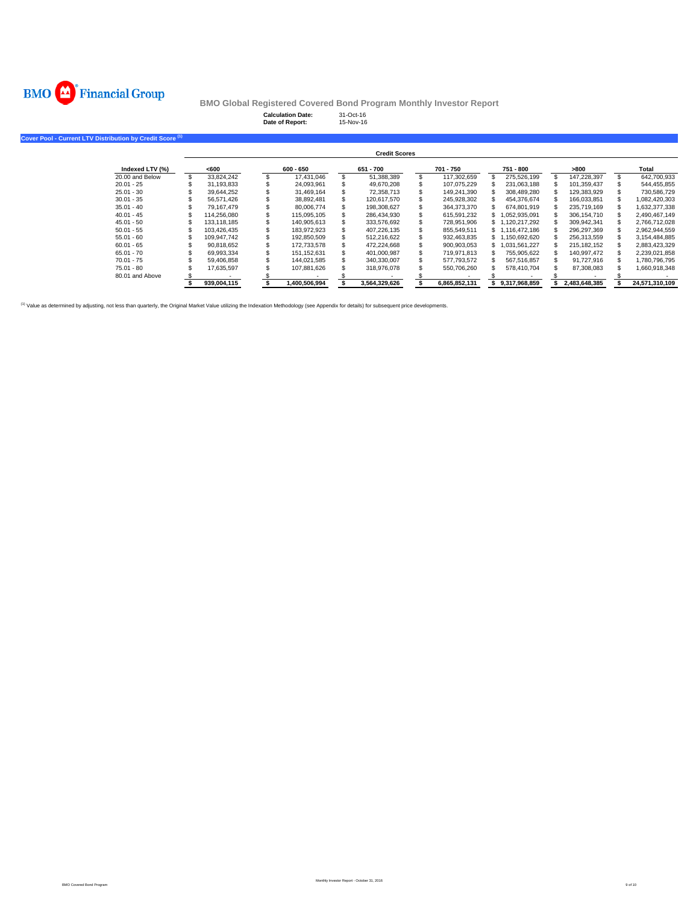BMO Financial Group

**BMO Global Registered Covered Bond Program Monthly Investor Report**

**Calculation Date:** 31-Oct-16
**Date of Report:** 15-Nov-16

### Cover Pool - Current LTV Distribution by Credit Score [1]

| | Credit Scores | | | | | | |
|---|---|---|---|---|---|---|---|
| **Indexed LTV (%)** | **<600** | **600 - 650** | **651 - 700** | **701 - 750** | **751 - 800** | **>800** | **Total** |
| 20.00 and Below | $ 33,824,242 | $ 17,431,046 | $ 51,388,389 | $ 117,302,659 | $ 275,526,199 | $ 147,228,397 | $ 642,700,933 |
| 20.01 - 25 | $ 31,193,833 | $ 24,093,961 | $ 49,670,208 | $ 107,075,229 | $ 231,063,188 | $ 101,359,437 | $ 544,455,855 |
| 25.01 - 30 | $ 39,644,252 | $ 31,469,164 | $ 72,358,713 | $ 149,241,390 | $ 308,489,280 | $ 129,383,929 | $ 730,586,729 |
| 30.01 - 35 | $ 56,571,426 | $ 38,892,481 | $ 120,617,570 | $ 245,928,302 | $ 454,376,674 | $ 166,033,851 | $ 1,082,420,303 |
| 35.01 - 40 | $ 79,167,479 | $ 80,006,774 | $ 198,308,627 | $ 364,373,370 | $ 674,801,919 | $ 235,719,169 | $ 1,632,377,338 |
| 40.01 - 45 | $ 114,256,080 | $ 115,095,105 | $ 286,434,930 | $ 615,591,232 | $ 1,052,935,091 | $ 306,154,710 | $ 2,490,467,149 |
| 45.01 - 50 | $ 133,118,185 | $ 140,905,613 | $ 333,576,692 | $ 728,951,906 | $ 1,120,217,292 | $ 309,942,341 | $ 2,766,712,028 |
| 50.01 - 55 | $ 103,426,435 | $ 183,972,923 | $ 407,226,135 | $ 855,549,511 | $ 1,116,472,186 | $ 296,297,369 | $ 2,962,944,559 |
| 55.01 - 60 | $ 109,947,742 | $ 192,850,509 | $ 512,216,622 | $ 932,463,835 | $ 1,150,692,620 | $ 256,313,559 | $ 3,154,484,885 |
| 60.01 - 65 | $ 90,818,652 | $ 172,733,578 | $ 472,224,668 | $ 900,903,053 | $ 1,031,561,227 | $ 215,182,152 | $ 2,883,423,329 |
| 65.01 - 70 | $ 69,993,334 | $ 151,152,631 | $ 401,000,987 | $ 719,971,813 | $ 755,905,622 | $ 140,997,472 | $ 2,239,021,858 |
| 70.01 - 75 | $ 59,406,858 | $ 144,021,585 | $ 340,330,007 | $ 577,793,572 | $ 567,516,857 | $ 91,727,916 | $ 1,780,796,795 |
| 75.01 - 80 | $ 17,635,597 | $ 107,881,626 | $ 318,976,078 | $ 550,706,260 | $ 578,410,704 | $ 87,308,083 | $ 1,660,918,348 |
| 80.01 and Above | $ - | $ - | $ - | $ - | $ - | $ - | $ - |
| | **$ 939,004,115** | **$ 1,400,506,994** | **$ 3,564,329,626** | **$ 6,865,852,131** | **$ 9,317,968,859** | **$ 2,483,648,385** | **$ 24,571,310,109** |

[1] Value as determined by adjusting, not less than quarterly, the Original Market Value utilizing the Indexation Methodology (see Appendix for details) for subsequent price developments.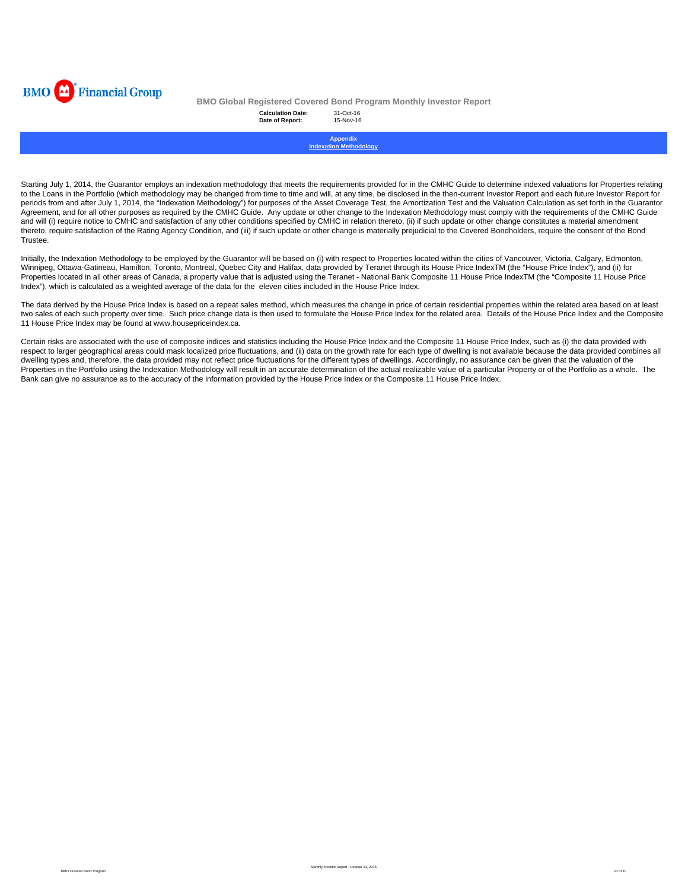BMO Financial Group

**BMO Global Registered Covered Bond Program Monthly Investor Report**

**Calculation Date:** 31-Oct-16
**Date of Report:** 15-Nov-16

## Appendix
**Indexation Methodology**

Starting July 1, 2014, the Guarantor employs an indexation methodology that meets the requirements provided for in the CMHC Guide to determine indexed valuations for Properties relating to the Loans in the Portfolio (which methodology may be changed from time to time and will, at any time, be disclosed in the then-current Investor Report and each future Investor Report for periods from and after July 1, 2014, the "Indexation Methodology") for purposes of the Asset Coverage Test, the Amortization Test and the Valuation Calculation as set forth in the Guarantor Agreement, and for all other purposes as required by the CMHC Guide. Any update or other change to the Indexation Methodology must comply with the requirements of the CMHC Guide and will (i) require notice to CMHC and satisfaction of any other conditions specified by CMHC in relation thereto, (ii) if such update or other change constitutes a material amendment thereto, require satisfaction of the Rating Agency Condition, and (iii) if such update or other change is materially prejudicial to the Covered Bondholders, require the consent of the Bond Trustee.

Initially, the Indexation Methodology to be employed by the Guarantor will be based on (i) with respect to Properties located within the cities of Vancouver, Victoria, Calgary, Edmonton, Winnipeg, Ottawa-Gatineau, Hamilton, Toronto, Montreal, Quebec City and Halifax, data provided by Teranet through its House Price IndexTM (the "House Price Index"), and (ii) for Properties located in all other areas of Canada, a property value that is adjusted using the Teranet - National Bank Composite 11 House Price IndexTM (the "Composite 11 House Price Index"), which is calculated as a weighted average of the data for the eleven cities included in the House Price Index.

The data derived by the House Price Index is based on a repeat sales method, which measures the change in price of certain residential properties within the related area based on at least two sales of each such property over time. Such price change data is then used to formulate the House Price Index for the related area. Details of the House Price Index and the Composite 11 House Price Index may be found at www.housepriceindex.ca.

Certain risks are associated with the use of composite indices and statistics including the House Price Index and the Composite 11 House Price Index, such as (i) the data provided with respect to larger geographical areas could mask localized price fluctuations, and (ii) data on the growth rate for each type of dwelling is not available because the data provided combines all dwelling types and, therefore, the data provided may not reflect price fluctuations for the different types of dwellings. Accordingly, no assurance can be given that the valuation of the Properties in the Portfolio using the Indexation Methodology will result in an accurate determination of the actual realizable value of a particular Property or of the Portfolio as a whole. The Bank can give no assurance as to the accuracy of the information provided by the House Price Index or the Composite 11 House Price Index.